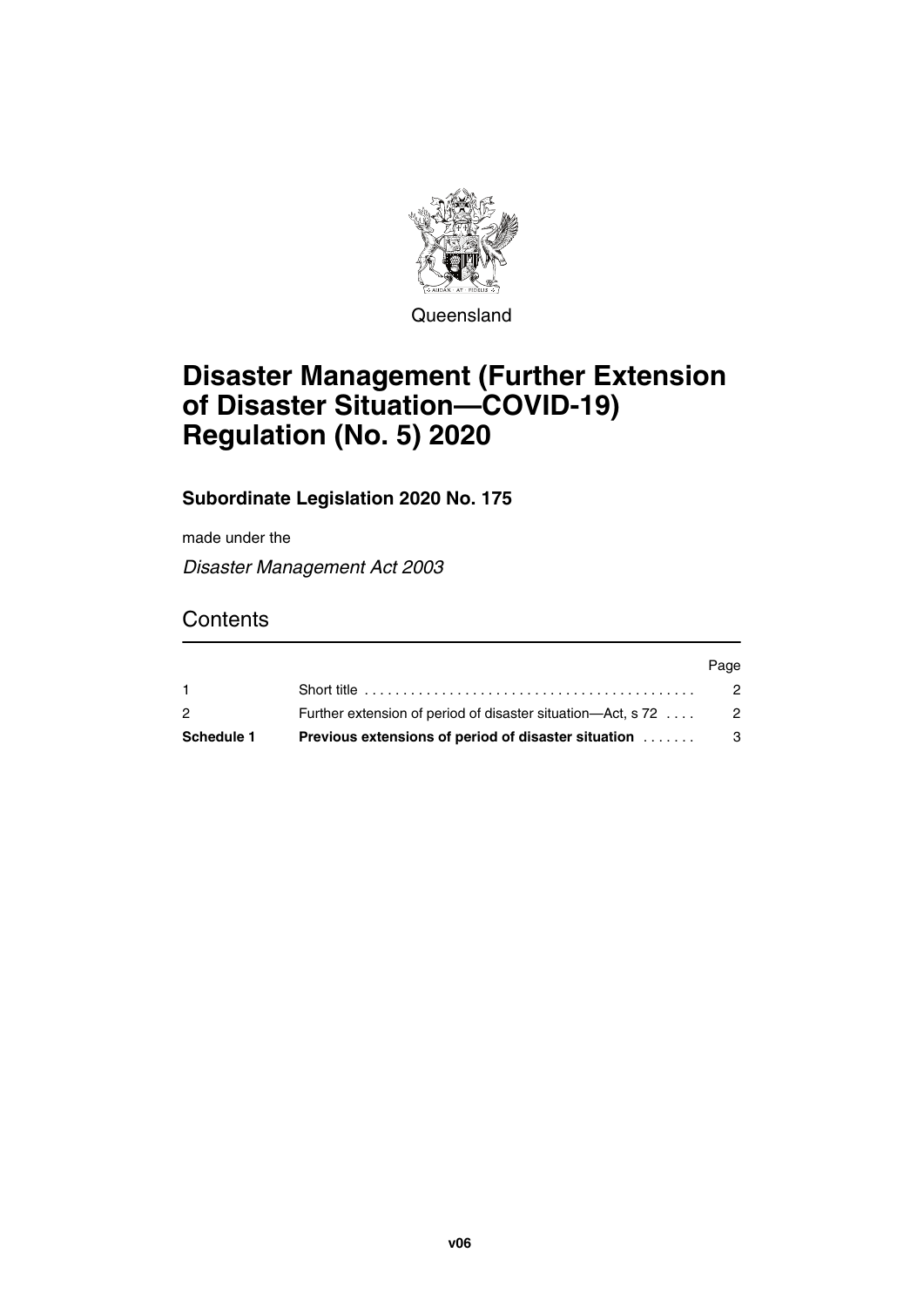Queensland

# Disaster Management (Further Extension of Disaster Situation—COVID-19) Regulation (No. 5) 2020

**Subordinate Legislation 2020 No. 175**

made under the

*Disaster Management Act 2003*

## Contents

| | | Page |
|---|---|---|
| 1 | Short title | 2 |
| 2 | Further extension of period of disaster situation—Act, s 72 | 2 |
| **Schedule 1** | **Previous extensions of period of disaster situation** | 3 |

**v06**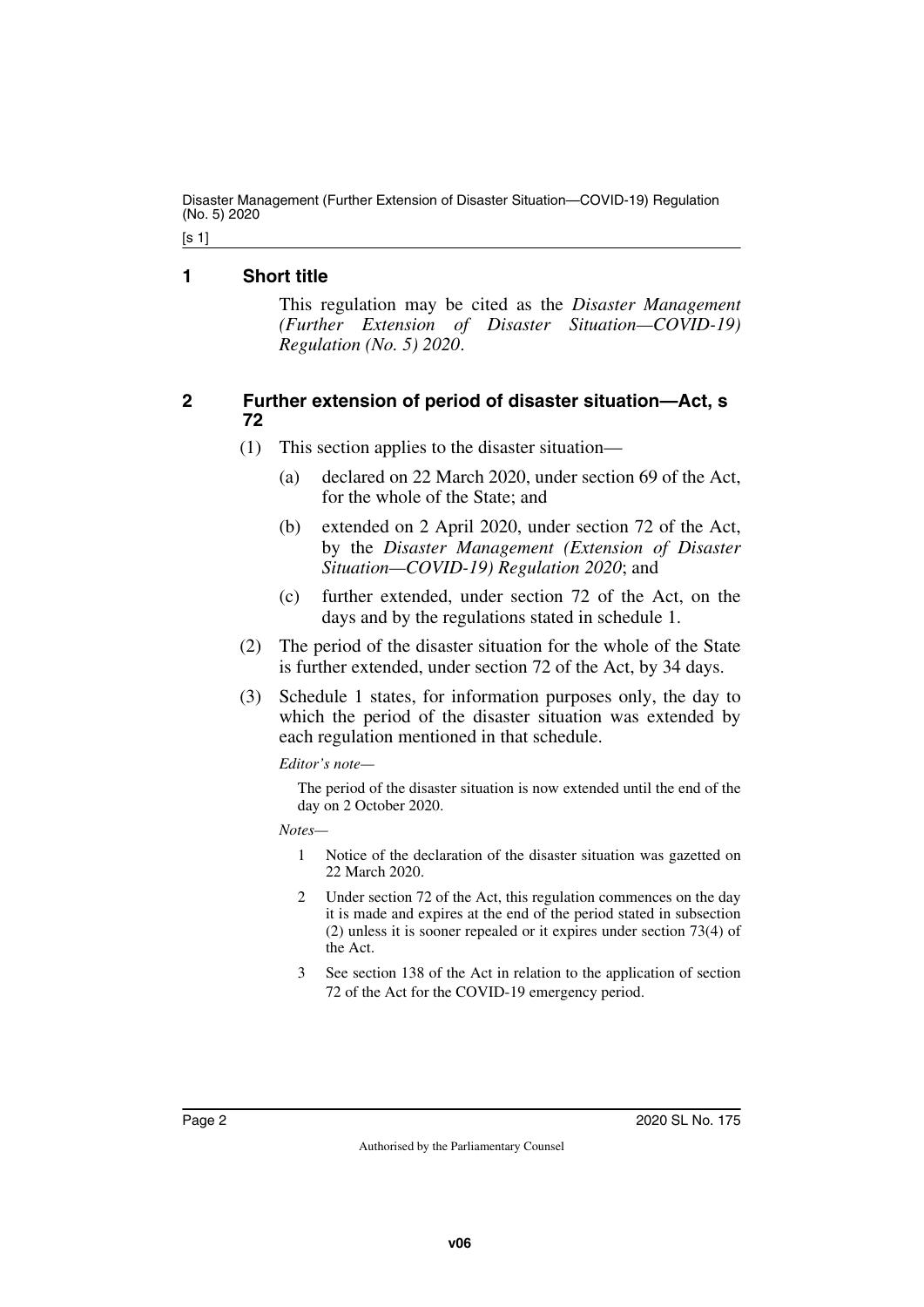## 1 Short title

This regulation may be cited as the *Disaster Management (Further Extension of Disaster Situation—COVID-19) Regulation (No. 5) 2020*.

## 2 Further extension of period of disaster situation—Act, s 72

(1) This section applies to the disaster situation—

(a) declared on 22 March 2020, under section 69 of the Act, for the whole of the State; and

(b) extended on 2 April 2020, under section 72 of the Act, by the *Disaster Management (Extension of Disaster Situation—COVID-19) Regulation 2020*; and

(c) further extended, under section 72 of the Act, on the days and by the regulations stated in schedule 1.

(2) The period of the disaster situation for the whole of the State is further extended, under section 72 of the Act, by 34 days.

(3) Schedule 1 states, for information purposes only, the day to which the period of the disaster situation was extended by each regulation mentioned in that schedule.

*Editor's note—*

The period of the disaster situation is now extended until the end of the day on 2 October 2020.

*Notes—*

1 Notice of the declaration of the disaster situation was gazetted on 22 March 2020.

2 Under section 72 of the Act, this regulation commences on the day it is made and expires at the end of the period stated in subsection (2) unless it is sooner repealed or it expires under section 73(4) of the Act.

3 See section 138 of the Act in relation to the application of section 72 of the Act for the COVID-19 emergency period.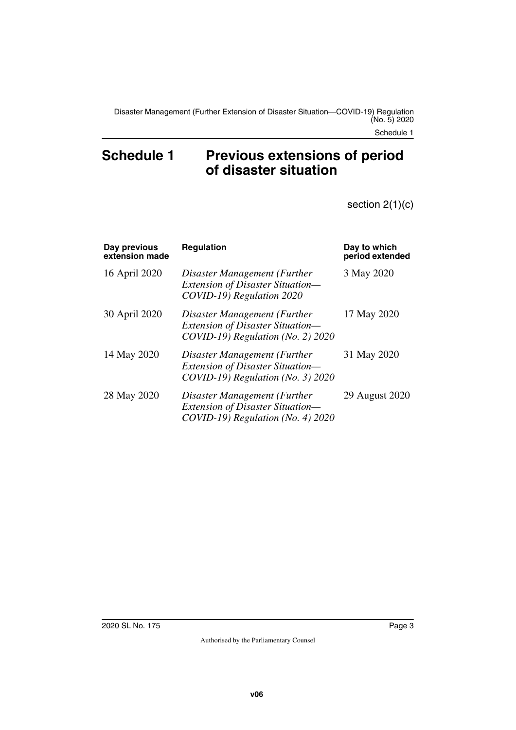# Schedule 1 Previous extensions of period of disaster situation

section 2(1)(c)

| Day previous extension made | Regulation | Day to which period extended |
|---|---|---|
| 16 April 2020 | *Disaster Management (Further Extension of Disaster Situation—COVID-19) Regulation 2020* | 3 May 2020 |
| 30 April 2020 | *Disaster Management (Further Extension of Disaster Situation—COVID-19) Regulation (No. 2) 2020* | 17 May 2020 |
| 14 May 2020 | *Disaster Management (Further Extension of Disaster Situation—COVID-19) Regulation (No. 3) 2020* | 31 May 2020 |
| 28 May 2020 | *Disaster Management (Further Extension of Disaster Situation—COVID-19) Regulation (No. 4) 2020* | 29 August 2020 |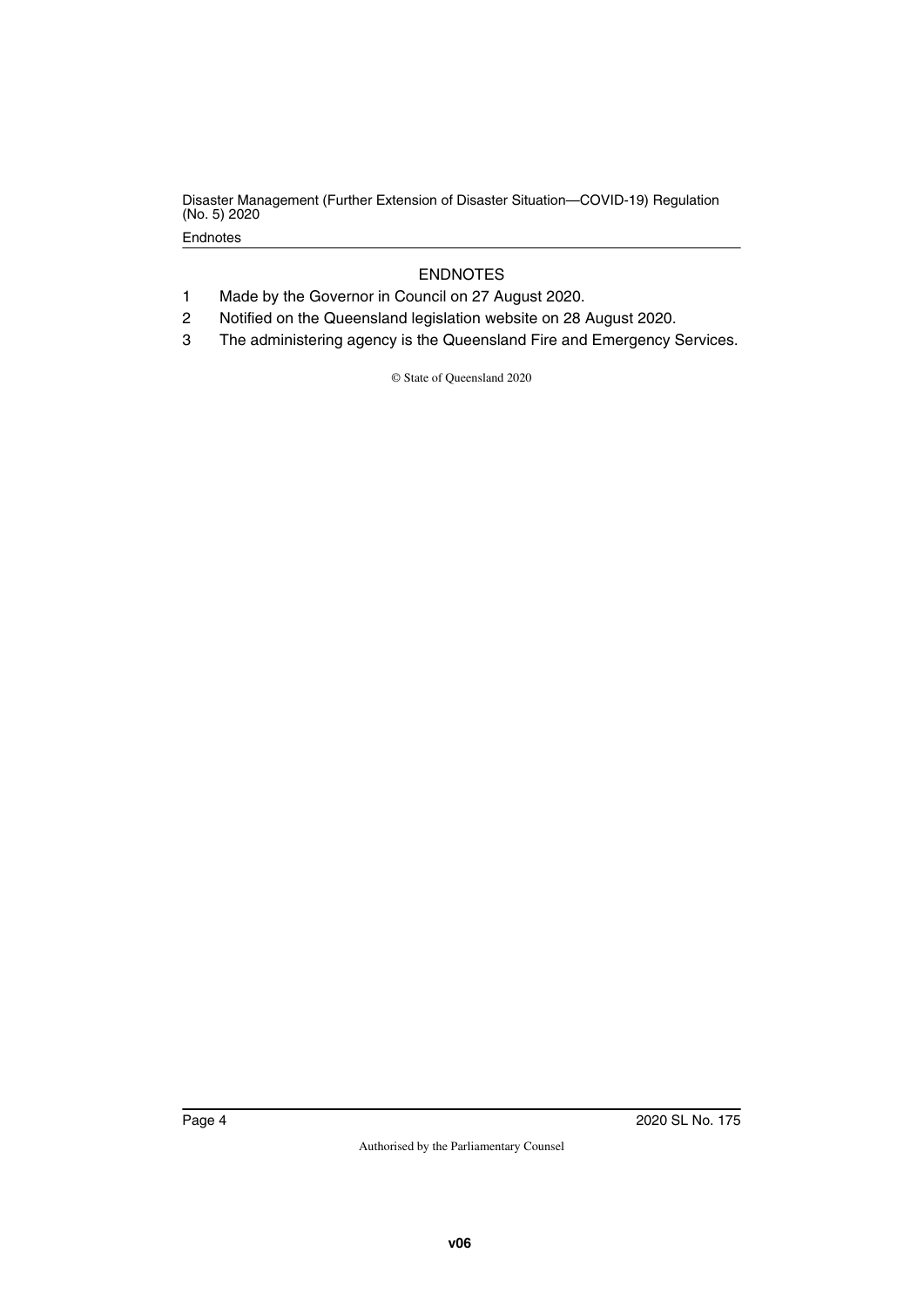## ENDNOTES

1 Made by the Governor in Council on 27 August 2020.

2 Notified on the Queensland legislation website on 28 August 2020.

3 The administering agency is the Queensland Fire and Emergency Services.

© State of Queensland 2020